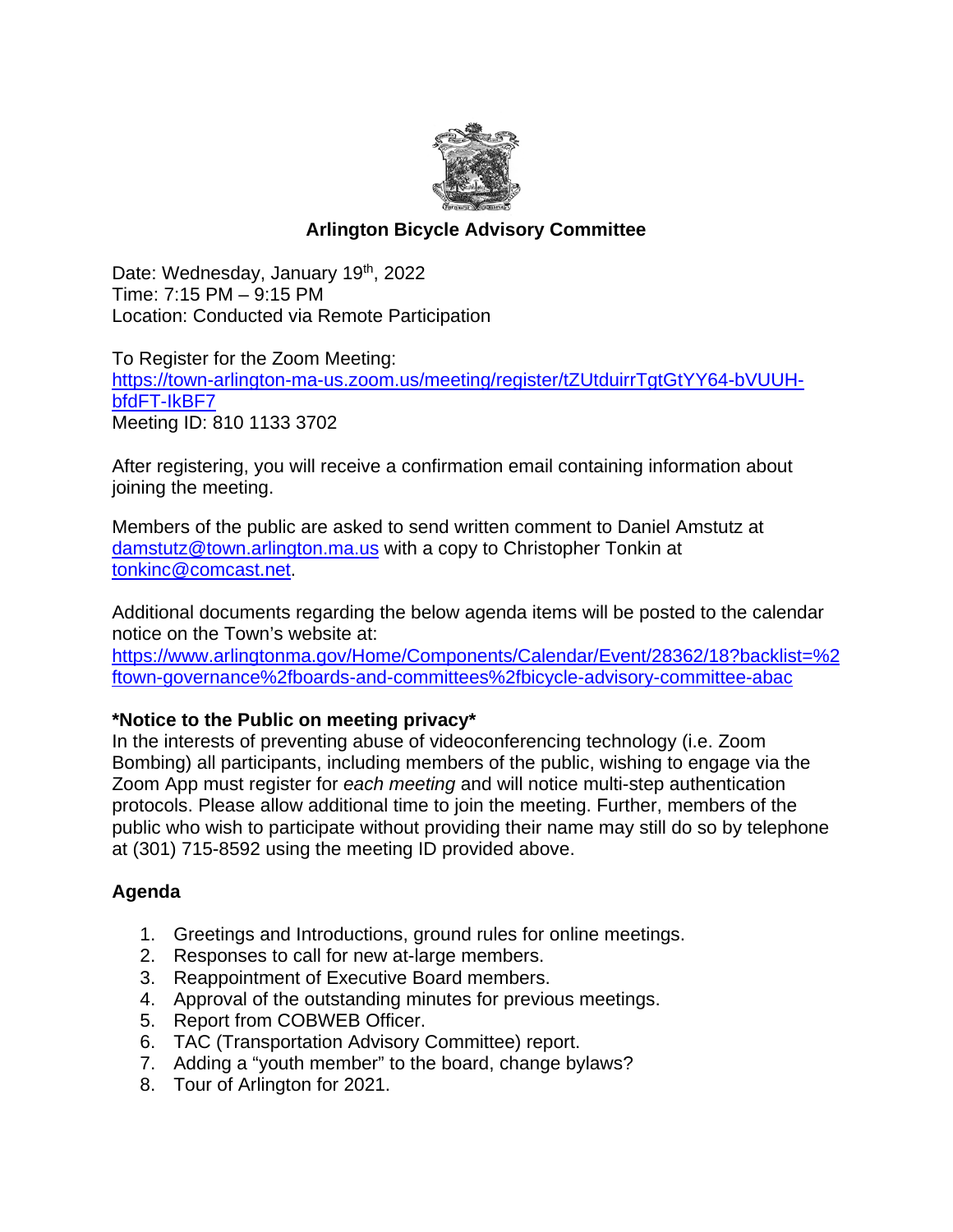# Arlington Bicycle Advisory Committee

Date: Wednesday, January 19th, 2022
Time: 7:15 PM – 9:15 PM
Location: Conducted via Remote Participation

To Register for the Zoom Meeting:
https://town-arlington-ma-us.zoom.us/meeting/register/tZUtduirrTgtGtYY64-bVUUH-bfdFT-IkBF7
Meeting ID: 810 1133 3702

After registering, you will receive a confirmation email containing information about joining the meeting.

Members of the public are asked to send written comment to Daniel Amstutz at damstutz@town.arlington.ma.us with a copy to Christopher Tonkin at tonkinc@comcast.net.

Additional documents regarding the below agenda items will be posted to the calendar notice on the Town's website at:
https://www.arlingtonma.gov/Home/Components/Calendar/Event/28362/18?backlist=%2ftown-governance%2fboards-and-committees%2fbicycle-advisory-committee-abac

**\*Notice to the Public on meeting privacy\***

In the interests of preventing abuse of videoconferencing technology (i.e. Zoom Bombing) all participants, including members of the public, wishing to engage via the Zoom App must register for *each meeting* and will notice multi-step authentication protocols. Please allow additional time to join the meeting. Further, members of the public who wish to participate without providing their name may still do so by telephone at (301) 715-8592 using the meeting ID provided above.

## Agenda

1. Greetings and Introductions, ground rules for online meetings.
2. Responses to call for new at-large members.
3. Reappointment of Executive Board members.
4. Approval of the outstanding minutes for previous meetings.
5. Report from COBWEB Officer.
6. TAC (Transportation Advisory Committee) report.
7. Adding a "youth member" to the board, change bylaws?
8. Tour of Arlington for 2021.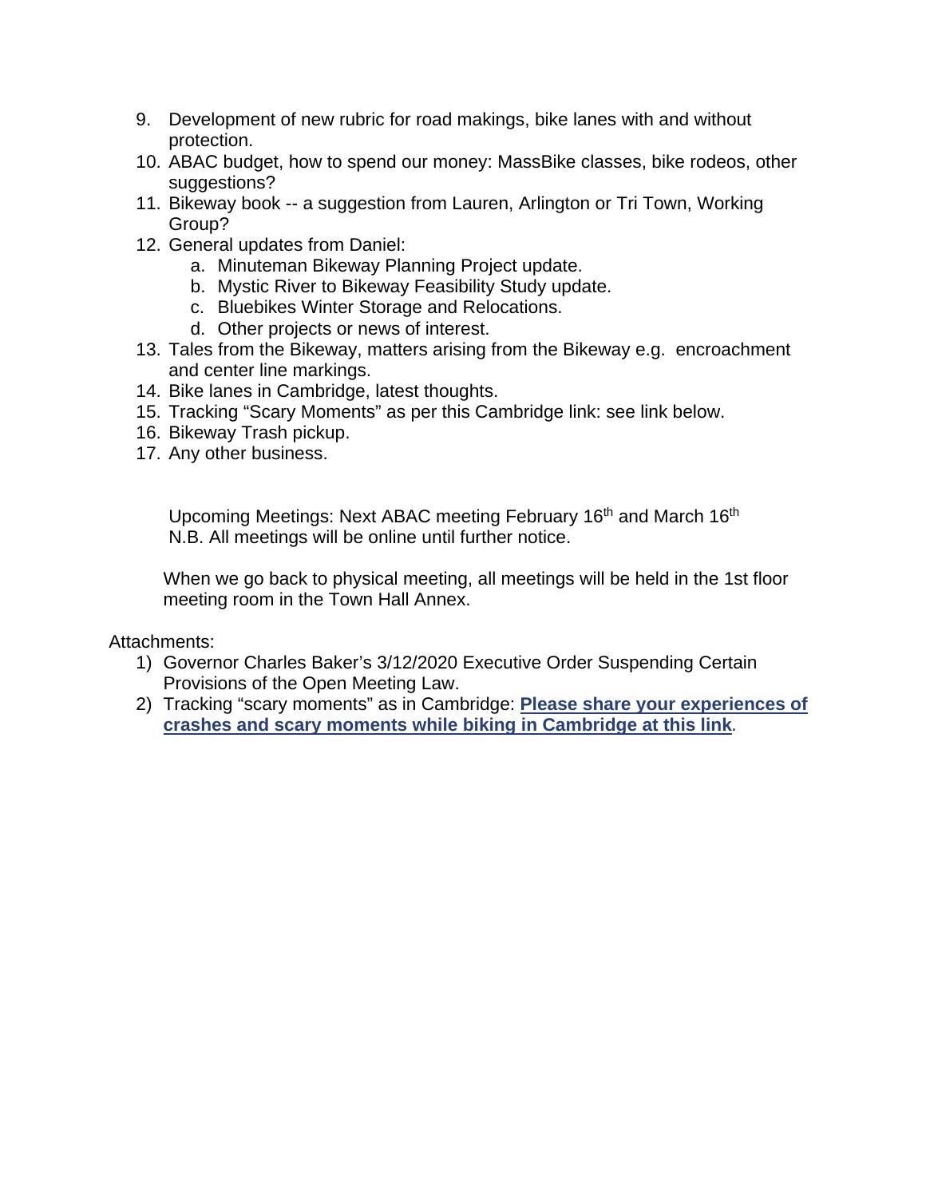9. Development of new rubric for road makings, bike lanes with and without protection.
10. ABAC budget, how to spend our money: MassBike classes, bike rodeos, other suggestions?
11. Bikeway book -- a suggestion from Lauren, Arlington or Tri Town, Working Group?
12. General updates from Daniel:
    a. Minuteman Bikeway Planning Project update.
    b. Mystic River to Bikeway Feasibility Study update.
    c. Bluebikes Winter Storage and Relocations.
    d. Other projects or news of interest.
13. Tales from the Bikeway, matters arising from the Bikeway e.g. encroachment and center line markings.
14. Bike lanes in Cambridge, latest thoughts.
15. Tracking "Scary Moments" as per this Cambridge link: see link below.
16. Bikeway Trash pickup.
17. Any other business.

Upcoming Meetings: Next ABAC meeting February 16th and March 16th
N.B. All meetings will be online until further notice.

When we go back to physical meeting, all meetings will be held in the 1st floor meeting room in the Town Hall Annex.

Attachments:

1) Governor Charles Baker's 3/12/2020 Executive Order Suspending Certain Provisions of the Open Meeting Law.
2) Tracking "scary moments" as in Cambridge: **Please share your experiences of crashes and scary moments while biking in Cambridge at this link**.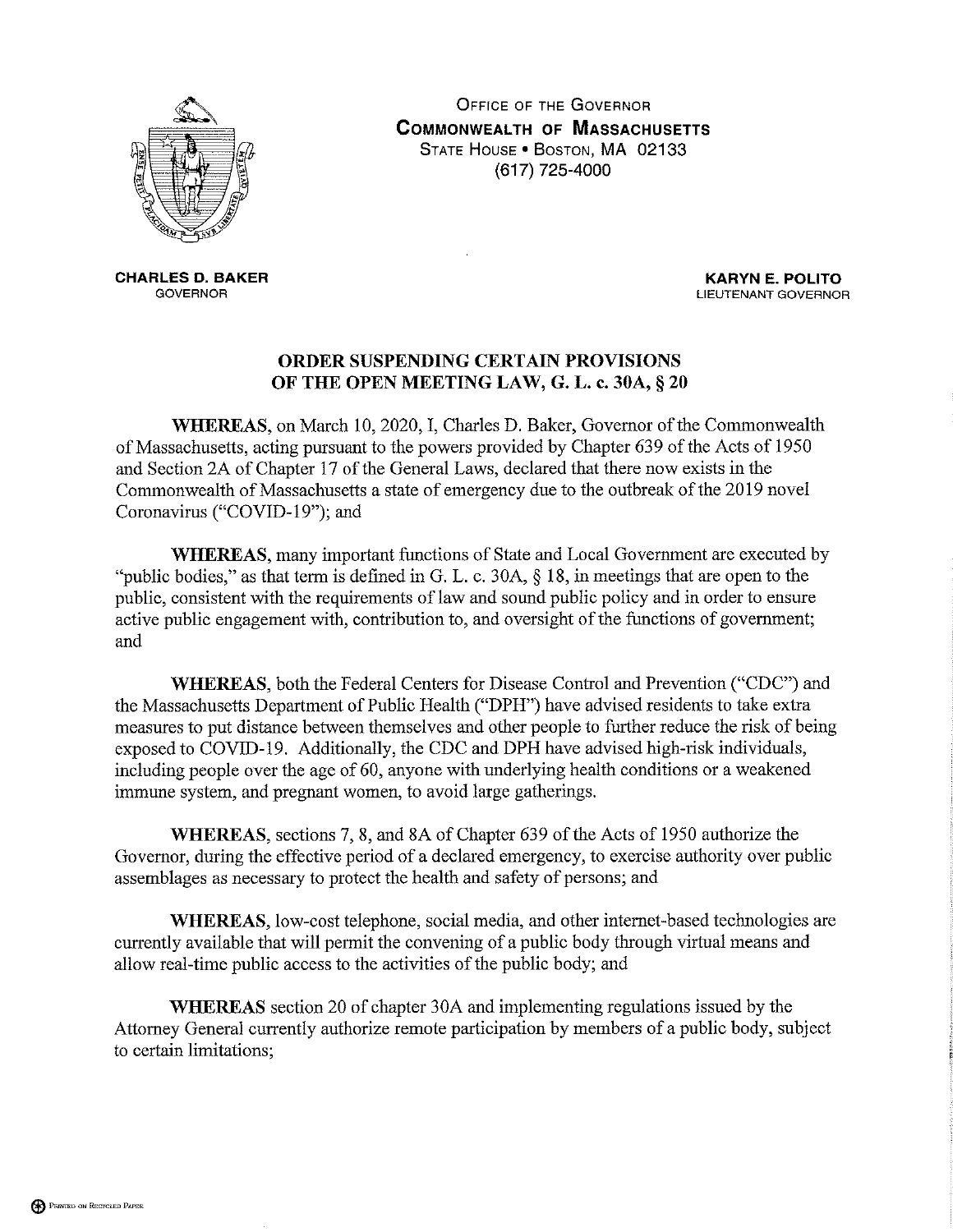OFFICE OF THE GOVERNOR
**COMMONWEALTH OF MASSACHUSETTS**
STATE HOUSE • BOSTON, MA 02133
(617) 725-4000

**CHARLES D. BAKER**
GOVERNOR

**KARYN E. POLITO**
LIEUTENANT GOVERNOR

## ORDER SUSPENDING CERTAIN PROVISIONS OF THE OPEN MEETING LAW, G. L. c. 30A, § 20

**WHEREAS**, on March 10, 2020, I, Charles D. Baker, Governor of the Commonwealth of Massachusetts, acting pursuant to the powers provided by Chapter 639 of the Acts of 1950 and Section 2A of Chapter 17 of the General Laws, declared that there now exists in the Commonwealth of Massachusetts a state of emergency due to the outbreak of the 2019 novel Coronavirus ("COVID-19"); and

**WHEREAS**, many important functions of State and Local Government are executed by "public bodies," as that term is defined in G. L. c. 30A, § 18, in meetings that are open to the public, consistent with the requirements of law and sound public policy and in order to ensure active public engagement with, contribution to, and oversight of the functions of government; and

**WHEREAS**, both the Federal Centers for Disease Control and Prevention ("CDC") and the Massachusetts Department of Public Health ("DPH") have advised residents to take extra measures to put distance between themselves and other people to further reduce the risk of being exposed to COVID-19. Additionally, the CDC and DPH have advised high-risk individuals, including people over the age of 60, anyone with underlying health conditions or a weakened immune system, and pregnant women, to avoid large gatherings.

**WHEREAS**, sections 7, 8, and 8A of Chapter 639 of the Acts of 1950 authorize the Governor, during the effective period of a declared emergency, to exercise authority over public assemblages as necessary to protect the health and safety of persons; and

**WHEREAS**, low-cost telephone, social media, and other internet-based technologies are currently available that will permit the convening of a public body through virtual means and allow real-time public access to the activities of the public body; and

**WHEREAS** section 20 of chapter 30A and implementing regulations issued by the Attorney General currently authorize remote participation by members of a public body, subject to certain limitations;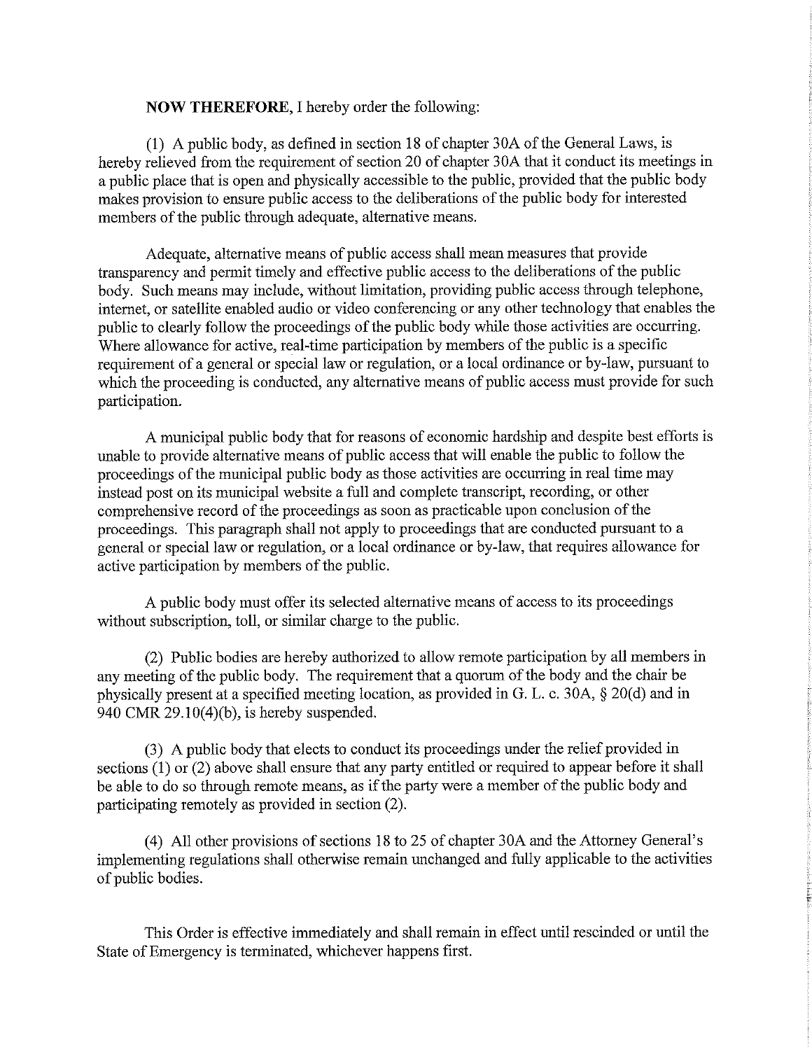**NOW THEREFORE**, I hereby order the following:

(1) A public body, as defined in section 18 of chapter 30A of the General Laws, is hereby relieved from the requirement of section 20 of chapter 30A that it conduct its meetings in a public place that is open and physically accessible to the public, provided that the public body makes provision to ensure public access to the deliberations of the public body for interested members of the public through adequate, alternative means.

Adequate, alternative means of public access shall mean measures that provide transparency and permit timely and effective public access to the deliberations of the public body. Such means may include, without limitation, providing public access through telephone, internet, or satellite enabled audio or video conferencing or any other technology that enables the public to clearly follow the proceedings of the public body while those activities are occurring. Where allowance for active, real-time participation by members of the public is a specific requirement of a general or special law or regulation, or a local ordinance or by-law, pursuant to which the proceeding is conducted, any alternative means of public access must provide for such participation.

A municipal public body that for reasons of economic hardship and despite best efforts is unable to provide alternative means of public access that will enable the public to follow the proceedings of the municipal public body as those activities are occurring in real time may instead post on its municipal website a full and complete transcript, recording, or other comprehensive record of the proceedings as soon as practicable upon conclusion of the proceedings. This paragraph shall not apply to proceedings that are conducted pursuant to a general or special law or regulation, or a local ordinance or by-law, that requires allowance for active participation by members of the public.

A public body must offer its selected alternative means of access to its proceedings without subscription, toll, or similar charge to the public.

(2) Public bodies are hereby authorized to allow remote participation by all members in any meeting of the public body. The requirement that a quorum of the body and the chair be physically present at a specified meeting location, as provided in G. L. c. 30A, § 20(d) and in 940 CMR 29.10(4)(b), is hereby suspended.

(3) A public body that elects to conduct its proceedings under the relief provided in sections (1) or (2) above shall ensure that any party entitled or required to appear before it shall be able to do so through remote means, as if the party were a member of the public body and participating remotely as provided in section (2).

(4) All other provisions of sections 18 to 25 of chapter 30A and the Attorney General's implementing regulations shall otherwise remain unchanged and fully applicable to the activities of public bodies.

This Order is effective immediately and shall remain in effect until rescinded or until the State of Emergency is terminated, whichever happens first.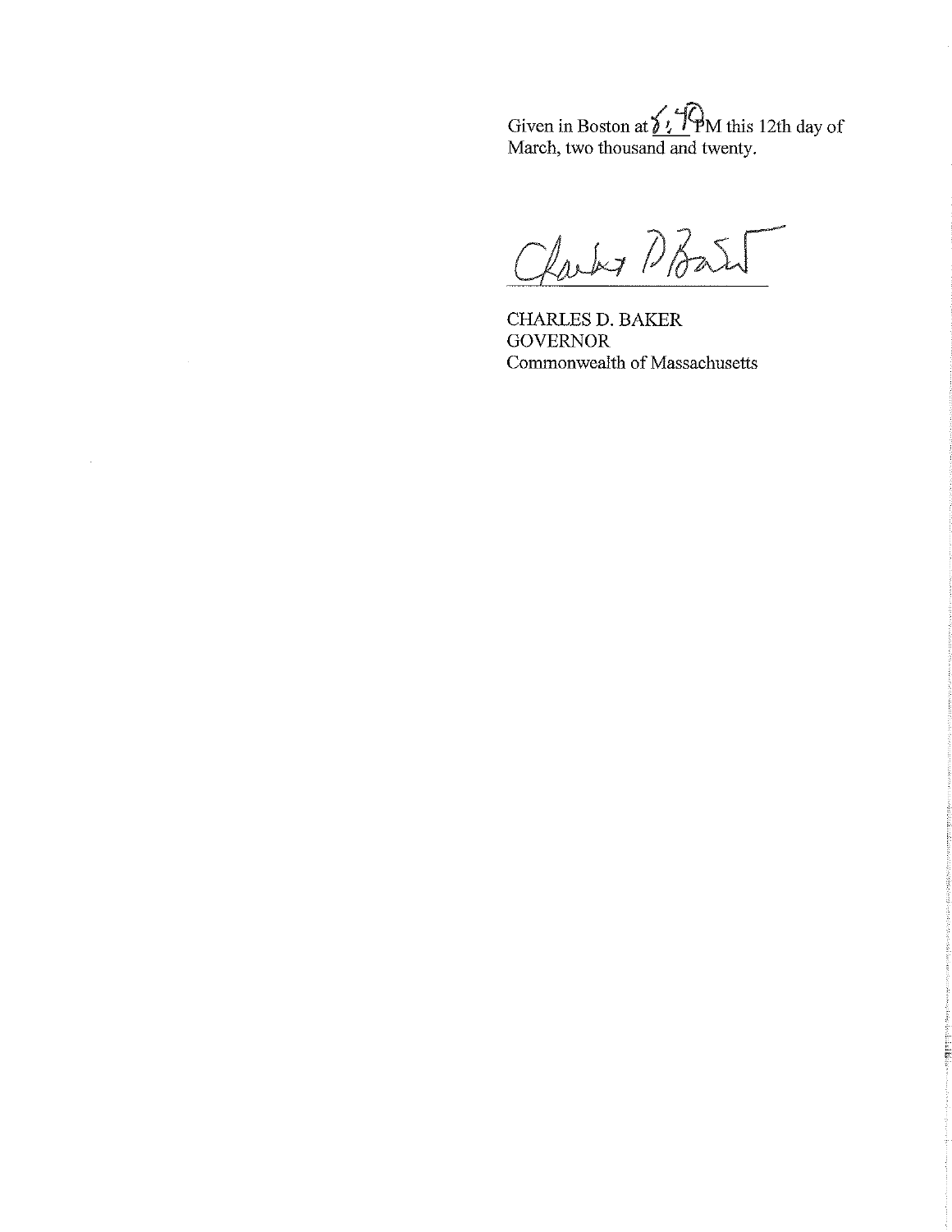Given in Boston at 5:40 PM this 12th day of March, two thousand and twenty.

CHARLES D. BAKER
GOVERNOR
Commonwealth of Massachusetts